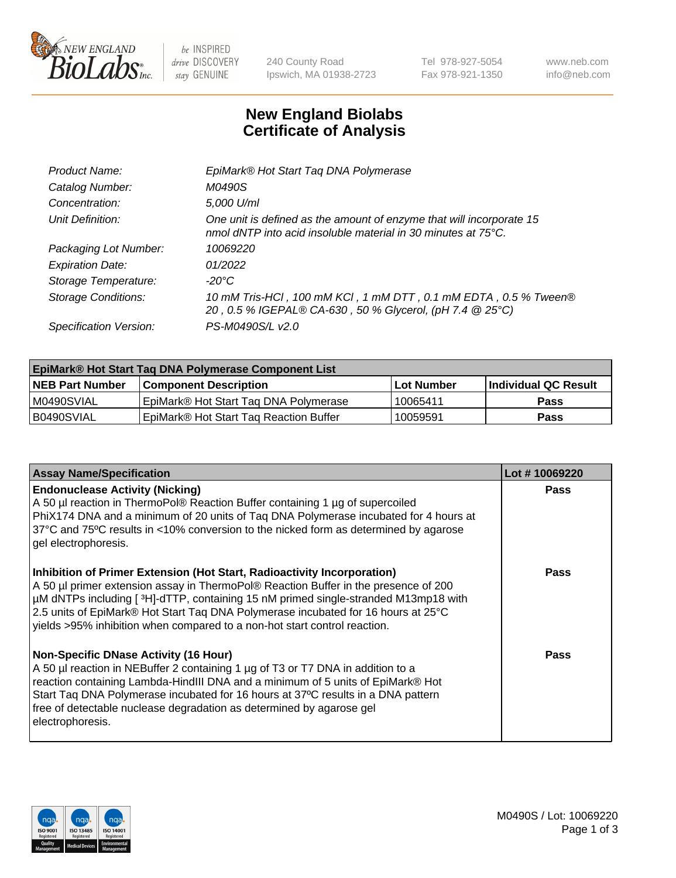New England BioLabs Inc. — be INSPIRED drive DISCOVERY stay GENUINE

240 County Road
Ipswich, MA 01938-2723

Tel 978-927-5054
Fax 978-921-1350

www.neb.com
info@neb.com

# New England Biolabs Certificate of Analysis

| | |
|---|---|
| *Product Name:* | *EpiMark® Hot Start Taq DNA Polymerase* |
| *Catalog Number:* | *M0490S* |
| *Concentration:* | *5,000 U/ml* |
| *Unit Definition:* | *One unit is defined as the amount of enzyme that will incorporate 15 nmol dNTP into acid insoluble material in 30 minutes at 75°C.* |
| *Packaging Lot Number:* | *10069220* |
| *Expiration Date:* | *01/2022* |
| *Storage Temperature:* | *-20°C* |
| *Storage Conditions:* | *10 mM Tris-HCl , 100 mM KCl , 1 mM DTT , 0.1 mM EDTA , 0.5 % Tween® 20 , 0.5 % IGEPAL® CA-630 , 50 % Glycerol, (pH 7.4 @ 25°C)* |
| *Specification Version:* | *PS-M0490S/L v2.0* |

| EpiMark® Hot Start Taq DNA Polymerase Component List | | | |
|---|---|---|---|
| **NEB Part Number** | **Component Description** | **Lot Number** | **Individual QC Result** |
| M0490SVIAL | EpiMark® Hot Start Taq DNA Polymerase | 10065411 | **Pass** |
| B0490SVIAL | EpiMark® Hot Start Taq Reaction Buffer | 10059591 | **Pass** |

| Assay Name/Specification | Lot # 10069220 |
|---|---|
| **Endonuclease Activity (Nicking)**<br>A 50 µl reaction in ThermoPol® Reaction Buffer containing 1 µg of supercoiled PhiX174 DNA and a minimum of 20 units of Taq DNA Polymerase incubated for 4 hours at 37ºC and 75ºC results in <10% conversion to the nicked form as determined by agarose gel electrophoresis. | **Pass** |
| **Inhibition of Primer Extension (Hot Start, Radioactivity Incorporation)**<br>A 50 µl primer extension assay in ThermoPol® Reaction Buffer in the presence of 200 µM dNTPs including [ $^{3}$H]-dTTP, containing 15 nM primed single-stranded M13mp18 with 2.5 units of EpiMark® Hot Start Taq DNA Polymerase incubated for 16 hours at 25°C yields >95% inhibition when compared to a non-hot start control reaction. | **Pass** |
| **Non-Specific DNase Activity (16 Hour)**<br>A 50 µl reaction in NEBuffer 2 containing 1 µg of T3 or T7 DNA in addition to a reaction containing Lambda-HindIII DNA and a minimum of 5 units of EpiMark® Hot Start Taq DNA Polymerase incubated for 16 hours at 37ºC results in a DNA pattern free of detectable nuclease degradation as determined by agarose gel electrophoresis. | **Pass** |

ISO 9001 Registered Quality Management | ISO 13485 Registered Medical Devices | ISO 14001 Registered Environmental Management

M0490S / Lot: 10069220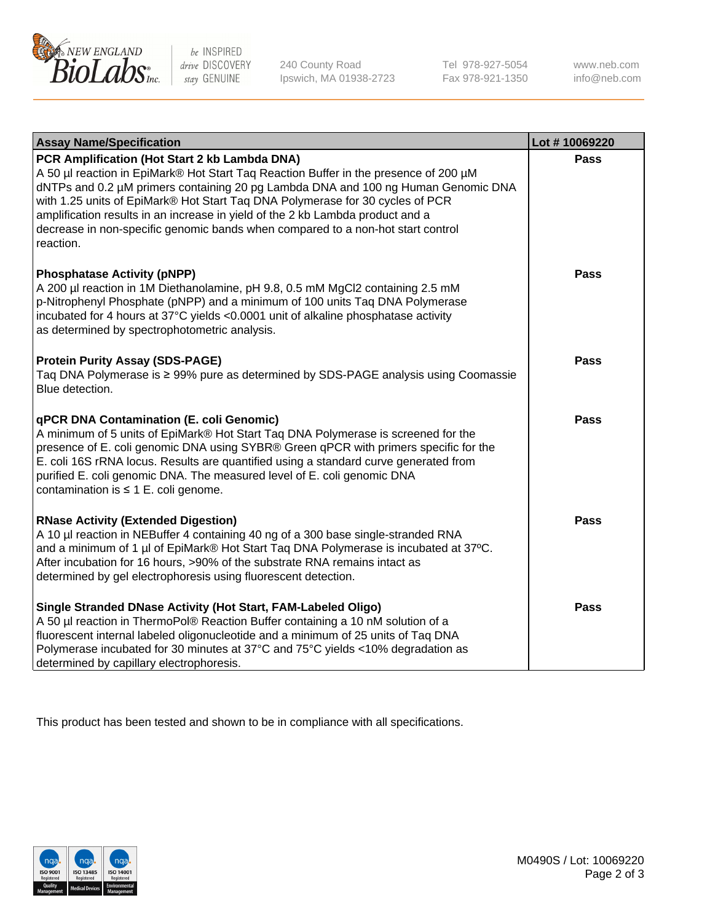| Assay Name/Specification | Lot # 10069220 |
| --- | --- |
| **PCR Amplification (Hot Start 2 kb Lambda DNA)**<br>A 50 µl reaction in EpiMark® Hot Start Taq Reaction Buffer in the presence of 200 µM dNTPs and 0.2 µM primers containing 20 pg Lambda DNA and 100 ng Human Genomic DNA with 1.25 units of EpiMark® Hot Start Taq DNA Polymerase for 30 cycles of PCR amplification results in an increase in yield of the 2 kb Lambda product and a decrease in non-specific genomic bands when compared to a non-hot start control reaction. | Pass |
| **Phosphatase Activity (pNPP)**<br>A 200 µl reaction in 1M Diethanolamine, pH 9.8, 0.5 mM $MgCl_2$ containing 2.5 mM p-Nitrophenyl Phosphate (pNPP) and a minimum of 100 units Taq DNA Polymerase incubated for 4 hours at 37°C yields <0.0001 unit of alkaline phosphatase activity as determined by spectrophotometric analysis. | Pass |
| **Protein Purity Assay (SDS-PAGE)**<br>Taq DNA Polymerase is ≥ 99% pure as determined by SDS-PAGE analysis using Coomassie Blue detection. | Pass |
| **qPCR DNA Contamination (E. coli Genomic)**<br>A minimum of 5 units of EpiMark® Hot Start Taq DNA Polymerase is screened for the presence of E. coli genomic DNA using SYBR® Green qPCR with primers specific for the E. coli 16S rRNA locus. Results are quantified using a standard curve generated from purified E. coli genomic DNA. The measured level of E. coli genomic DNA contamination is ≤ 1 E. coli genome. | Pass |
| **RNase Activity (Extended Digestion)**<br>A 10 µl reaction in NEBuffer 4 containing 40 ng of a 300 base single-stranded RNA and a minimum of 1 µl of EpiMark® Hot Start Taq DNA Polymerase is incubated at 37ºC. After incubation for 16 hours, >90% of the substrate RNA remains intact as determined by gel electrophoresis using fluorescent detection. | Pass |
| **Single Stranded DNase Activity (Hot Start, FAM-Labeled Oligo)**<br>A 50 µl reaction in ThermoPol® Reaction Buffer containing a 10 nM solution of a fluorescent internal labeled oligonucleotide and a minimum of 25 units of Taq DNA Polymerase incubated for 30 minutes at 37°C and 75°C yields <10% degradation as determined by capillary electrophoresis. | Pass |

This product has been tested and shown to be in compliance with all specifications.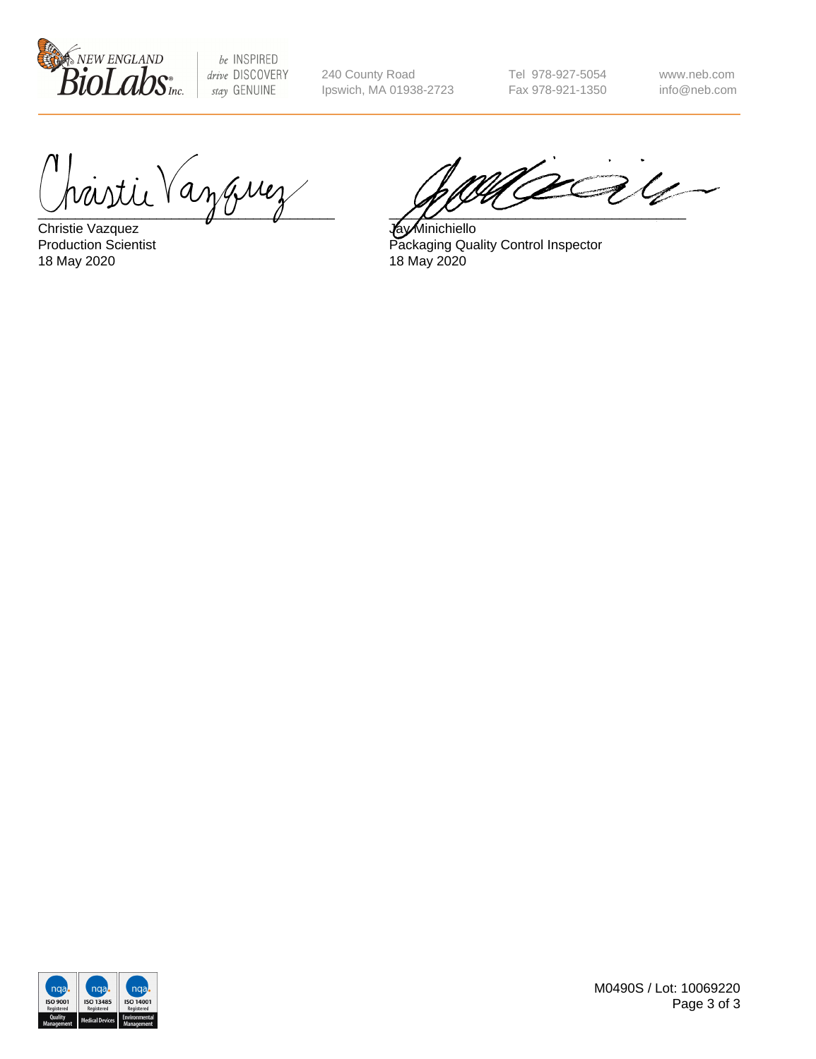Christie Vazquez
Production Scientist
18 May 2020

Jay Minichiello
Packaging Quality Control Inspector
18 May 2020